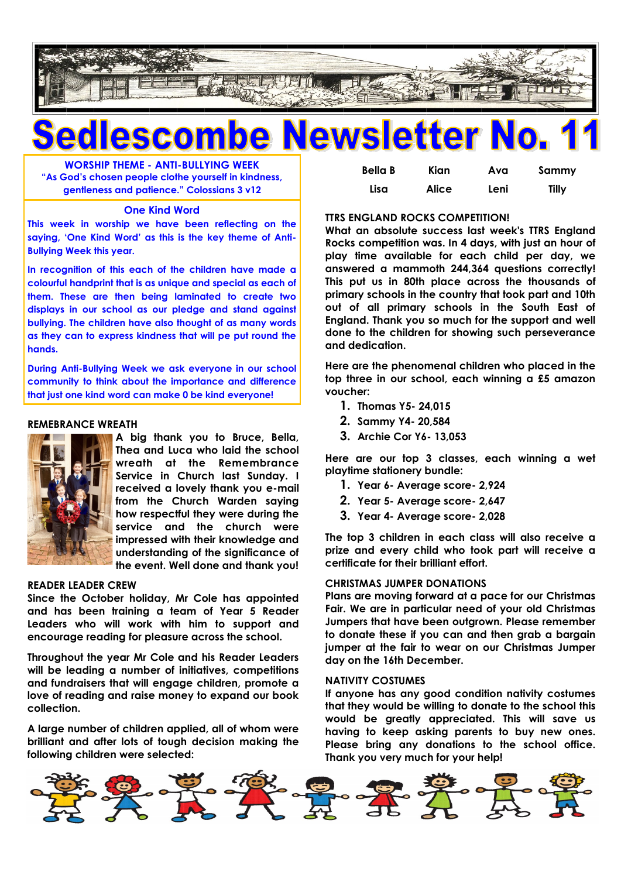# Sedlescombe Newsletter No. 11

**WORSHIP THEME - ANTI-BULLYING WEEK**
**"As God's chosen people clothe yourself in kindness, gentleness and patience." Colossians 3 v12**

## One Kind Word

This week in worship we have been reflecting on the saying, 'One Kind Word' as this is the key theme of Anti-Bullying Week this year.

In recognition of this each of the children have made a colourful handprint that is as unique and special as each of them. These are then being laminated to create two displays in our school as our pledge and stand against bullying. The children have also thought of as many words as they can to express kindness that will pe put round the hands.

During Anti-Bullying Week we ask everyone in our school community to think about the importance and difference that just one kind word can make 0 be kind everyone!

## REMEBRANCE WREATH

A big thank you to Bruce, Bella, Thea and Luca who laid the school wreath at the Remembrance Service in Church last Sunday. I received a lovely thank you e-mail from the Church Warden saying how respectful they were during the service and the church were impressed with their knowledge and understanding of the significance of the event. Well done and thank you!

## READER LEADER CREW

Since the October holiday, Mr Cole has appointed and has been training a team of Year 5 Reader Leaders who will work with him to support and encourage reading for pleasure across the school.

Throughout the year Mr Cole and his Reader Leaders will be leading a number of initiatives, competitions and fundraisers that will engage children, promote a love of reading and raise money to expand our book collection.

A large number of children applied, all of whom were brilliant and after lots of tough decision making the following children were selected:

| Bella B | Kian | Ava | Sammy |
|---|---|---|---|
| Lisa | Alice | Leni | Tilly |

## TTRS ENGLAND ROCKS COMPETITION!

What an absolute success last week's TTRS England Rocks competition was. In 4 days, with just an hour of play time available for each child per day, we answered a mammoth 244,364 questions correctly! This put us in 80th place across the thousands of primary schools in the country that took part and 10th out of all primary schools in the South East of England. Thank you so much for the support and well done to the children for showing such perseverance and dedication.

Here are the phenomenal children who placed in the top three in our school, each winning a £5 amazon voucher:

1. Thomas Y5- 24,015
2. Sammy Y4- 20,584
3. Archie Cor Y6- 13,053

Here are our top 3 classes, each winning a wet playtime stationery bundle:

1. Year 6- Average score- 2,924
2. Year 5- Average score- 2,647
3. Year 4- Average score- 2,028

The top 3 children in each class will also receive a prize and every child who took part will receive a certificate for their brilliant effort.

## CHRISTMAS JUMPER DONATIONS

Plans are moving forward at a pace for our Christmas Fair. We are in particular need of your old Christmas Jumpers that have been outgrown. Please remember to donate these if you can and then grab a bargain jumper at the fair to wear on our Christmas Jumper day on the 16th December.

## NATIVITY COSTUMES

If anyone has any good condition nativity costumes that they would be willing to donate to the school this would be greatly appreciated. This will save us having to keep asking parents to buy new ones. Please bring any donations to the school office. Thank you very much for your help!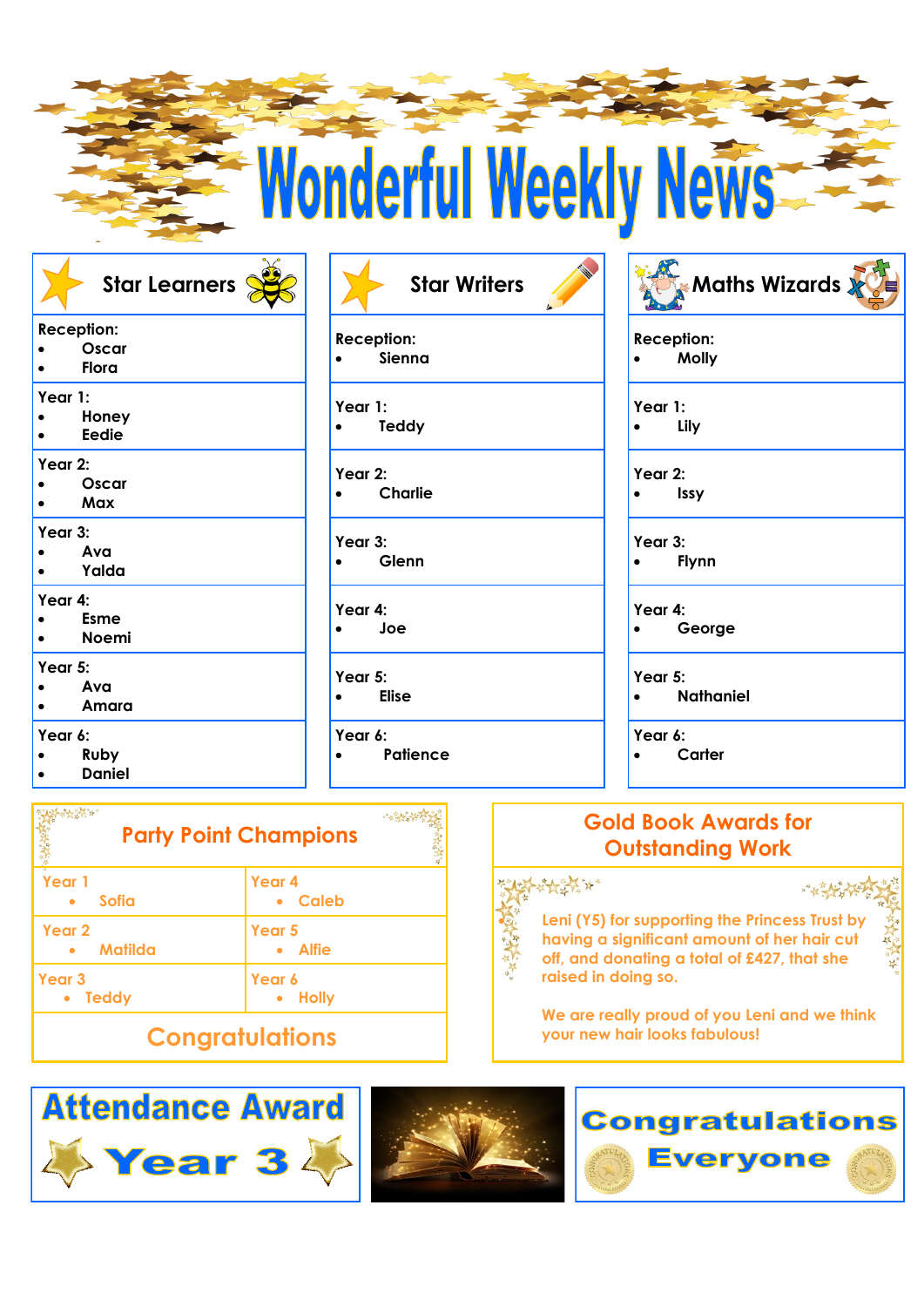# Wonderful Weekly News

## Star Learners

**Reception:**
- Oscar
- Flora

**Year 1:**
- Honey
- Eedie

**Year 2:**
- Oscar
- Max

**Year 3:**
- Ava
- Yalda

**Year 4:**
- Esme
- Noemi

**Year 5:**
- Ava
- Amara

**Year 6:**
- Ruby
- Daniel

## Star Writers

**Reception:**
- Sienna

**Year 1:**
- Teddy

**Year 2:**
- Charlie

**Year 3:**
- Glenn

**Year 4:**
- Joe

**Year 5:**
- Elise

**Year 6:**
- Patience

## Maths Wizards

**Reception:**
- Molly

**Year 1:**
- Lily

**Year 2:**
- Issy

**Year 3:**
- Flynn

**Year 4:**
- George

**Year 5:**
- Nathaniel

**Year 6:**
- Carter

## Party Point Champions

| | |
|---|---|
| Year 1<br>• Sofia | Year 4<br>• Caleb |
| Year 2<br>• Matilda | Year 5<br>• Alfie |
| Year 3<br>• Teddy | Year 6<br>• Holly |

Congratulations

## Gold Book Awards for Outstanding Work

Leni (Y5) for supporting the Princess Trust by having a significant amount of her hair cut off, and donating a total of £427, that she raised in doing so.

We are really proud of you Leni and we think your new hair looks fabulous!

## Attendance Award

**Year 3**

## Congratulations Everyone